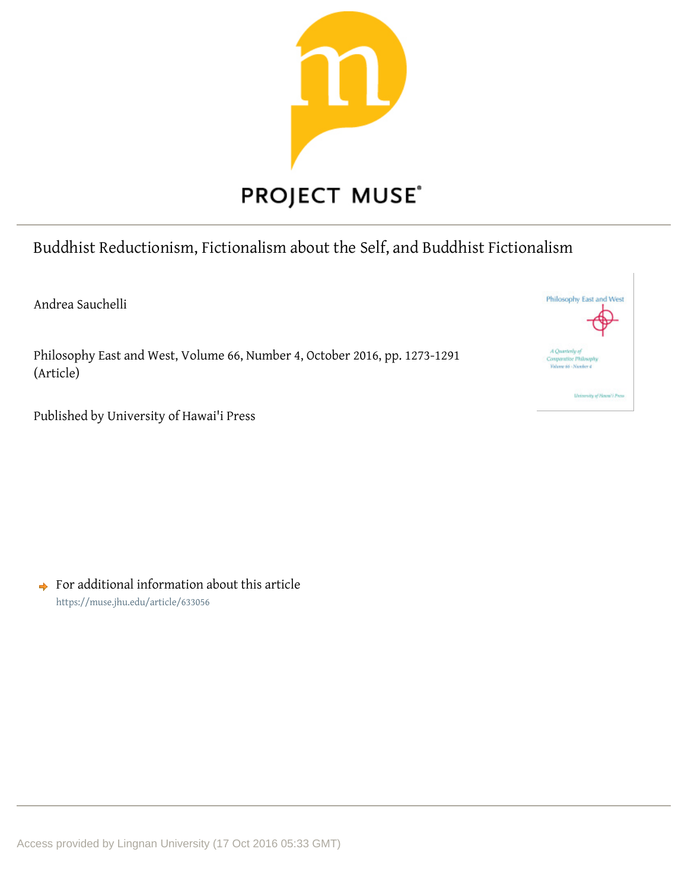PROJECT MUSE®

# Buddhist Reductionism, Fictionalism about the Self, and Buddhist Fictionalism

Andrea Sauchelli

Philosophy East and West, Volume 66, Number 4, October 2016, pp. 1273-1291 (Article)

Published by University of Hawai'i Press

For additional information about this article
https://muse.jhu.edu/article/633056

Access provided by Lingnan University (17 Oct 2016 05:33 GMT)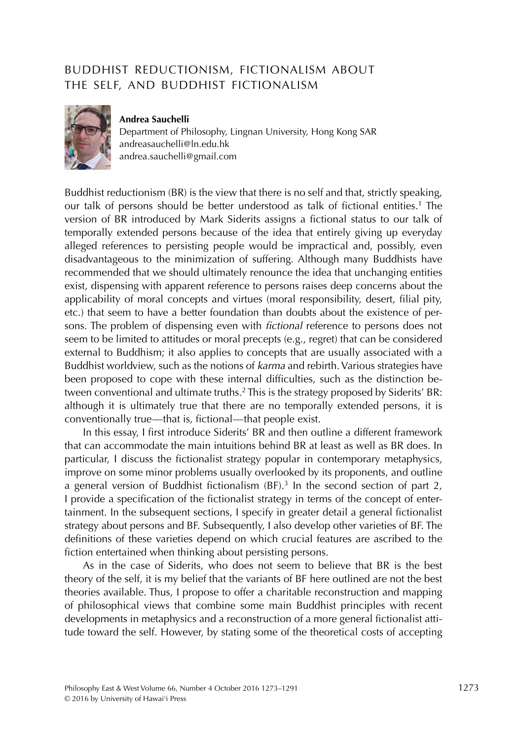# BUDDHIST REDUCTIONISM, FICTIONALISM ABOUT THE SELF, AND BUDDHIST FICTIONALISM

**Andrea Sauchelli**
Department of Philosophy, Lingnan University, Hong Kong SAR
andreasauchelli@ln.edu.hk
andrea.sauchelli@gmail.com

Buddhist reductionism (BR) is the view that there is no self and that, strictly speaking, our talk of persons should be better understood as talk of fictional entities.[1] The version of BR introduced by Mark Siderits assigns a fictional status to our talk of temporally extended persons because of the idea that entirely giving up everyday alleged references to persisting people would be impractical and, possibly, even disadvantageous to the minimization of suffering. Although many Buddhists have recommended that we should ultimately renounce the idea that unchanging entities exist, dispensing with apparent reference to persons raises deep concerns about the applicability of moral concepts and virtues (moral responsibility, desert, filial pity, etc.) that seem to have a better foundation than doubts about the existence of persons. The problem of dispensing even with *fictional* reference to persons does not seem to be limited to attitudes or moral precepts (e.g., regret) that can be considered external to Buddhism; it also applies to concepts that are usually associated with a Buddhist worldview, such as the notions of *karma* and rebirth. Various strategies have been proposed to cope with these internal difficulties, such as the distinction between conventional and ultimate truths.[2] This is the strategy proposed by Siderits' BR: although it is ultimately true that there are no temporally extended persons, it is conventionally true—that is, fictional—that people exist.

In this essay, I first introduce Siderits' BR and then outline a different framework that can accommodate the main intuitions behind BR at least as well as BR does. In particular, I discuss the fictionalist strategy popular in contemporary metaphysics, improve on some minor problems usually overlooked by its proponents, and outline a general version of Buddhist fictionalism (BF).[3] In the second section of part 2, I provide a specification of the fictionalist strategy in terms of the concept of entertainment. In the subsequent sections, I specify in greater detail a general fictionalist strategy about persons and BF. Subsequently, I also develop other varieties of BF. The definitions of these varieties depend on which crucial features are ascribed to the fiction entertained when thinking about persisting persons.

As in the case of Siderits, who does not seem to believe that BR is the best theory of the self, it is my belief that the variants of BF here outlined are not the best theories available. Thus, I propose to offer a charitable reconstruction and mapping of philosophical views that combine some main Buddhist principles with recent developments in metaphysics and a reconstruction of a more general fictionalist attitude toward the self. However, by stating some of the theoretical costs of accepting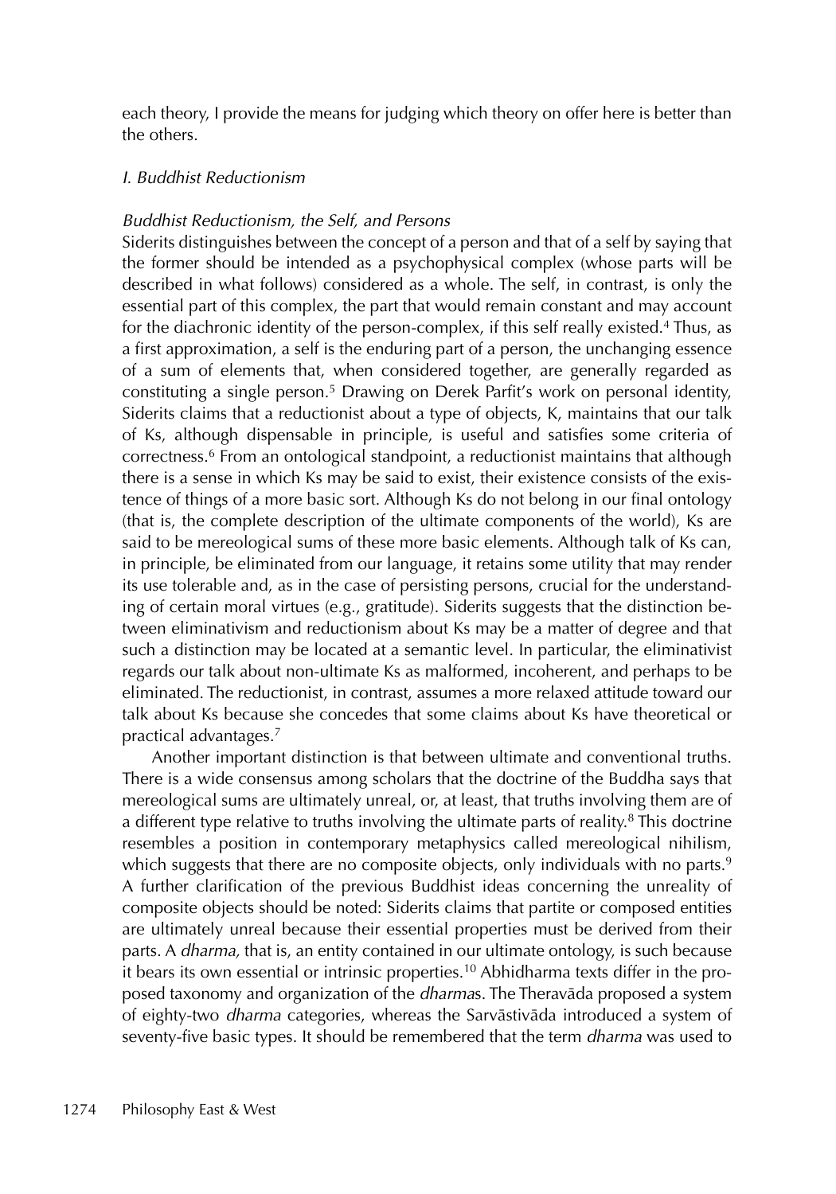each theory, I provide the means for judging which theory on offer here is better than the others.

### *I. Buddhist Reductionism*

#### *Buddhist Reductionism, the Self, and Persons*

Siderits distinguishes between the concept of a person and that of a self by saying that the former should be intended as a psychophysical complex (whose parts will be described in what follows) considered as a whole. The self, in contrast, is only the essential part of this complex, the part that would remain constant and may account for the diachronic identity of the person-complex, if this self really existed.[4] Thus, as a first approximation, a self is the enduring part of a person, the unchanging essence of a sum of elements that, when considered together, are generally regarded as constituting a single person.[5] Drawing on Derek Parfit's work on personal identity, Siderits claims that a reductionist about a type of objects, K, maintains that our talk of Ks, although dispensable in principle, is useful and satisfies some criteria of correctness.[6] From an ontological standpoint, a reductionist maintains that although there is a sense in which Ks may be said to exist, their existence consists of the existence of things of a more basic sort. Although Ks do not belong in our final ontology (that is, the complete description of the ultimate components of the world), Ks are said to be mereological sums of these more basic elements. Although talk of Ks can, in principle, be eliminated from our language, it retains some utility that may render its use tolerable and, as in the case of persisting persons, crucial for the understanding of certain moral virtues (e.g., gratitude). Siderits suggests that the distinction between eliminativism and reductionism about Ks may be a matter of degree and that such a distinction may be located at a semantic level. In particular, the eliminativist regards our talk about non-ultimate Ks as malformed, incoherent, and perhaps to be eliminated. The reductionist, in contrast, assumes a more relaxed attitude toward our talk about Ks because she concedes that some claims about Ks have theoretical or practical advantages.[7]

Another important distinction is that between ultimate and conventional truths. There is a wide consensus among scholars that the doctrine of the Buddha says that mereological sums are ultimately unreal, or, at least, that truths involving them are of a different type relative to truths involving the ultimate parts of reality.[8] This doctrine resembles a position in contemporary metaphysics called mereological nihilism, which suggests that there are no composite objects, only individuals with no parts.[9] A further clarification of the previous Buddhist ideas concerning the unreality of composite objects should be noted: Siderits claims that partite or composed entities are ultimately unreal because their essential properties must be derived from their parts. A *dharma,* that is, an entity contained in our ultimate ontology, is such because it bears its own essential or intrinsic properties.[10] Abhidharma texts differ in the proposed taxonomy and organization of the *dharma*s. The Theravāda proposed a system of eighty-two *dharma* categories, whereas the Sarvāstivāda introduced a system of seventy-five basic types. It should be remembered that the term *dharma* was used to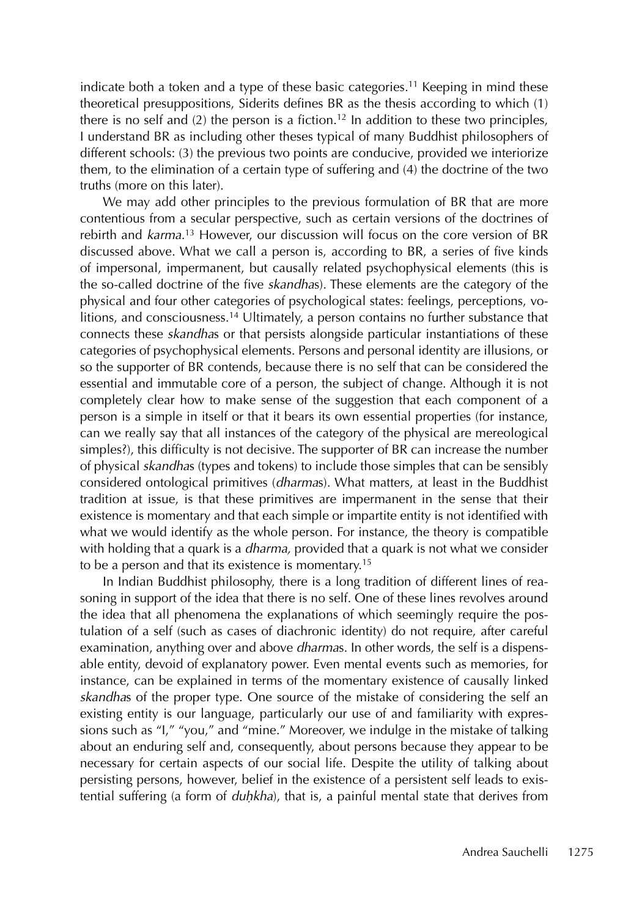indicate both a token and a type of these basic categories.[11] Keeping in mind these theoretical presuppositions, Siderits defines BR as the thesis according to which (1) there is no self and (2) the person is a fiction.[12] In addition to these two principles, I understand BR as including other theses typical of many Buddhist philosophers of different schools: (3) the previous two points are conducive, provided we interiorize them, to the elimination of a certain type of suffering and (4) the doctrine of the two truths (more on this later).

We may add other principles to the previous formulation of BR that are more contentious from a secular perspective, such as certain versions of the doctrines of rebirth and *karma*.[13] However, our discussion will focus on the core version of BR discussed above. What we call a person is, according to BR, a series of five kinds of impersonal, impermanent, but causally related psychophysical elements (this is the so-called doctrine of the five *skandha*s). These elements are the category of the physical and four other categories of psychological states: feelings, perceptions, volitions, and consciousness.[14] Ultimately, a person contains no further substance that connects these *skandha*s or that persists alongside particular instantiations of these categories of psychophysical elements. Persons and personal identity are illusions, or so the supporter of BR contends, because there is no self that can be considered the essential and immutable core of a person, the subject of change. Although it is not completely clear how to make sense of the suggestion that each component of a person is a simple in itself or that it bears its own essential properties (for instance, can we really say that all instances of the category of the physical are mereological simples?), this difficulty is not decisive. The supporter of BR can increase the number of physical *skandha*s (types and tokens) to include those simples that can be sensibly considered ontological primitives (*dharma*s). What matters, at least in the Buddhist tradition at issue, is that these primitives are impermanent in the sense that their existence is momentary and that each simple or impartite entity is not identified with what we would identify as the whole person. For instance, the theory is compatible with holding that a quark is a *dharma,* provided that a quark is not what we consider to be a person and that its existence is momentary.[15]

In Indian Buddhist philosophy, there is a long tradition of different lines of reasoning in support of the idea that there is no self. One of these lines revolves around the idea that all phenomena the explanations of which seemingly require the postulation of a self (such as cases of diachronic identity) do not require, after careful examination, anything over and above *dharma*s. In other words, the self is a dispensable entity, devoid of explanatory power. Even mental events such as memories, for instance, can be explained in terms of the momentary existence of causally linked *skandha*s of the proper type. One source of the mistake of considering the self an existing entity is our language, particularly our use of and familiarity with expressions such as "I," "you," and "mine." Moreover, we indulge in the mistake of talking about an enduring self and, consequently, about persons because they appear to be necessary for certain aspects of our social life. Despite the utility of talking about persisting persons, however, belief in the existence of a persistent self leads to existential suffering (a form of *duḥkha*), that is, a painful mental state that derives from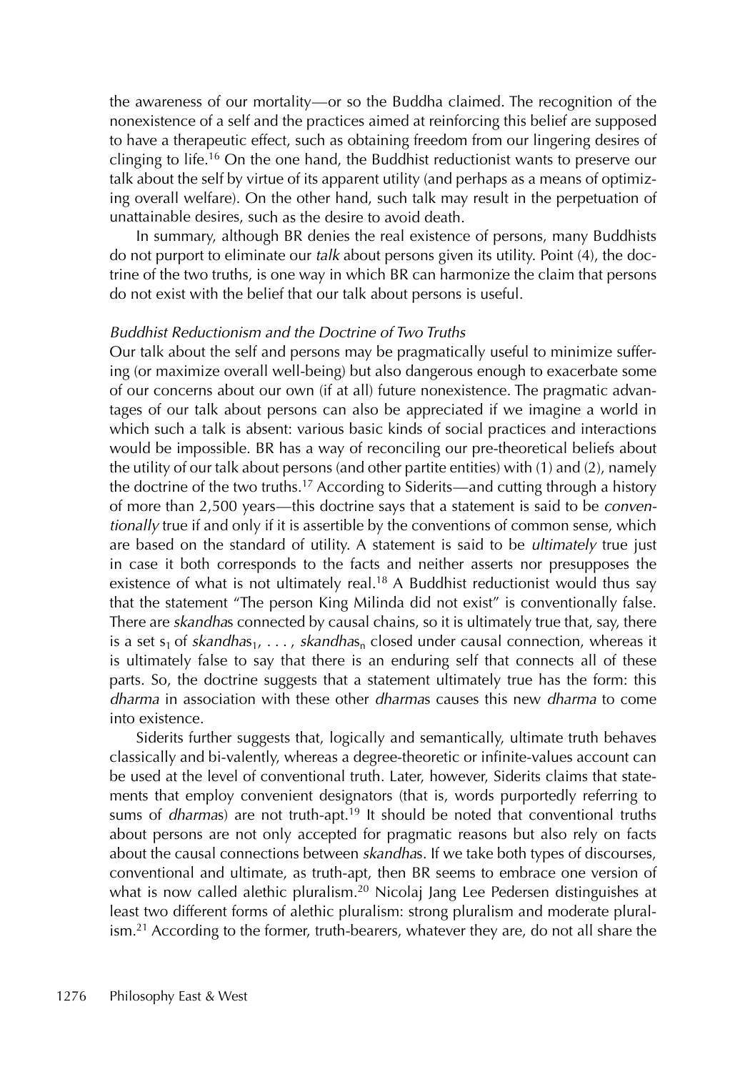the awareness of our mortality—or so the Buddha claimed. The recognition of the nonexistence of a self and the practices aimed at reinforcing this belief are supposed to have a therapeutic effect, such as obtaining freedom from our lingering desires of clinging to life.[16] On the one hand, the Buddhist reductionist wants to preserve our talk about the self by virtue of its apparent utility (and perhaps as a means of optimizing overall welfare). On the other hand, such talk may result in the perpetuation of unattainable desires, such as the desire to avoid death.

In summary, although BR denies the real existence of persons, many Buddhists do not purport to eliminate our *talk* about persons given its utility. Point (4), the doctrine of the two truths, is one way in which BR can harmonize the claim that persons do not exist with the belief that our talk about persons is useful.

### *Buddhist Reductionism and the Doctrine of Two Truths*

Our talk about the self and persons may be pragmatically useful to minimize suffering (or maximize overall well-being) but also dangerous enough to exacerbate some of our concerns about our own (if at all) future nonexistence. The pragmatic advantages of our talk about persons can also be appreciated if we imagine a world in which such a talk is absent: various basic kinds of social practices and interactions would be impossible. BR has a way of reconciling our pre-theoretical beliefs about the utility of our talk about persons (and other partite entities) with (1) and (2), namely the doctrine of the two truths.[17] According to Siderits—and cutting through a history of more than 2,500 years—this doctrine says that a statement is said to be *conventionally* true if and only if it is assertible by the conventions of common sense, which are based on the standard of utility. A statement is said to be *ultimately* true just in case it both corresponds to the facts and neither asserts nor presupposes the existence of what is not ultimately real.[18] A Buddhist reductionist would thus say that the statement "The person King Milinda did not exist" is conventionally false. There are *skandha*s connected by causal chains, so it is ultimately true that, say, there is a set $s_1$ of *skandha*s$_1$, . . . , *skandha*s$_n$ closed under causal connection, whereas it is ultimately false to say that there is an enduring self that connects all of these parts. So, the doctrine suggests that a statement ultimately true has the form: this *dharma* in association with these other *dharma*s causes this new *dharma* to come into existence.

Siderits further suggests that, logically and semantically, ultimate truth behaves classically and bi-valently, whereas a degree-theoretic or infinite-values account can be used at the level of conventional truth. Later, however, Siderits claims that statements that employ convenient designators (that is, words purportedly referring to sums of *dharma*s) are not truth-apt.[19] It should be noted that conventional truths about persons are not only accepted for pragmatic reasons but also rely on facts about the causal connections between *skandha*s. If we take both types of discourses, conventional and ultimate, as truth-apt, then BR seems to embrace one version of what is now called alethic pluralism.[20] Nicolaj Jang Lee Pedersen distinguishes at least two different forms of alethic pluralism: strong pluralism and moderate pluralism.[21] According to the former, truth-bearers, whatever they are, do not all share the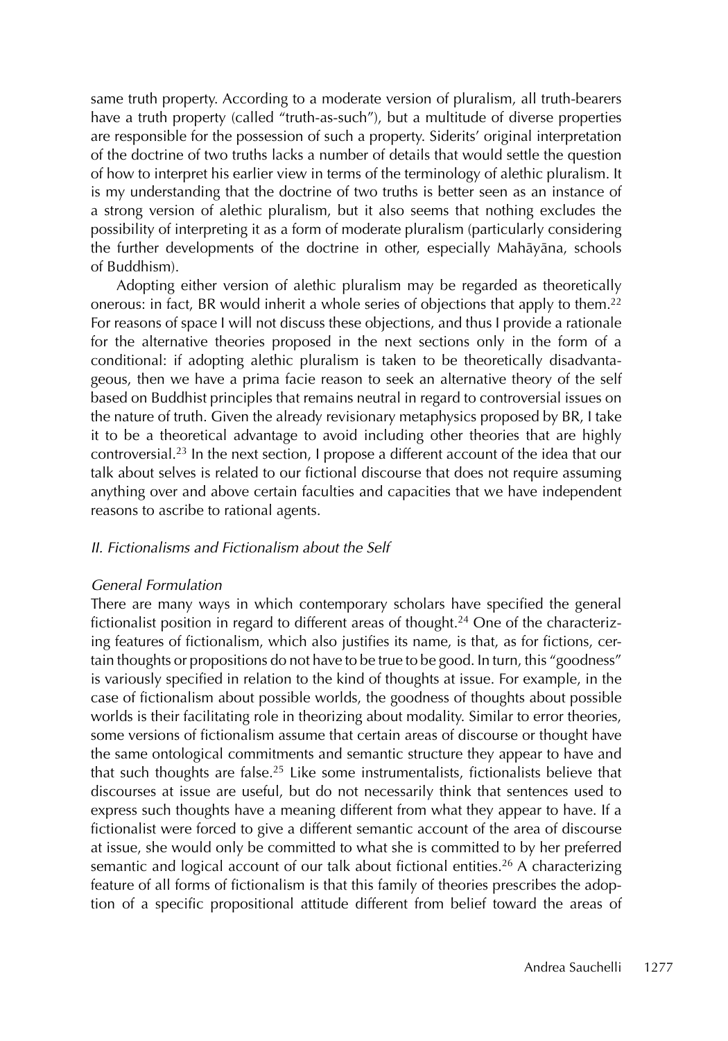same truth property. According to a moderate version of pluralism, all truth-bearers have a truth property (called "truth-as-such"), but a multitude of diverse properties are responsible for the possession of such a property. Siderits' original interpretation of the doctrine of two truths lacks a number of details that would settle the question of how to interpret his earlier view in terms of the terminology of alethic pluralism. It is my understanding that the doctrine of two truths is better seen as an instance of a strong version of alethic pluralism, but it also seems that nothing excludes the possibility of interpreting it as a form of moderate pluralism (particularly considering the further developments of the doctrine in other, especially Mahāyāna, schools of Buddhism).

Adopting either version of alethic pluralism may be regarded as theoretically onerous: in fact, BR would inherit a whole series of objections that apply to them.[22] For reasons of space I will not discuss these objections, and thus I provide a rationale for the alternative theories proposed in the next sections only in the form of a conditional: if adopting alethic pluralism is taken to be theoretically disadvantageous, then we have a prima facie reason to seek an alternative theory of the self based on Buddhist principles that remains neutral in regard to controversial issues on the nature of truth. Given the already revisionary metaphysics proposed by BR, I take it to be a theoretical advantage to avoid including other theories that are highly controversial.[23] In the next section, I propose a different account of the idea that our talk about selves is related to our fictional discourse that does not require assuming anything over and above certain faculties and capacities that we have independent reasons to ascribe to rational agents.

## *II. Fictionalisms and Fictionalism about the Self*

### *General Formulation*

There are many ways in which contemporary scholars have specified the general fictionalist position in regard to different areas of thought.[24] One of the characterizing features of fictionalism, which also justifies its name, is that, as for fictions, certain thoughts or propositions do not have to be true to be good. In turn, this "goodness" is variously specified in relation to the kind of thoughts at issue. For example, in the case of fictionalism about possible worlds, the goodness of thoughts about possible worlds is their facilitating role in theorizing about modality. Similar to error theories, some versions of fictionalism assume that certain areas of discourse or thought have the same ontological commitments and semantic structure they appear to have and that such thoughts are false.[25] Like some instrumentalists, fictionalists believe that discourses at issue are useful, but do not necessarily think that sentences used to express such thoughts have a meaning different from what they appear to have. If a fictionalist were forced to give a different semantic account of the area of discourse at issue, she would only be committed to what she is committed to by her preferred semantic and logical account of our talk about fictional entities.[26] A characterizing feature of all forms of fictionalism is that this family of theories prescribes the adoption of a specific propositional attitude different from belief toward the areas of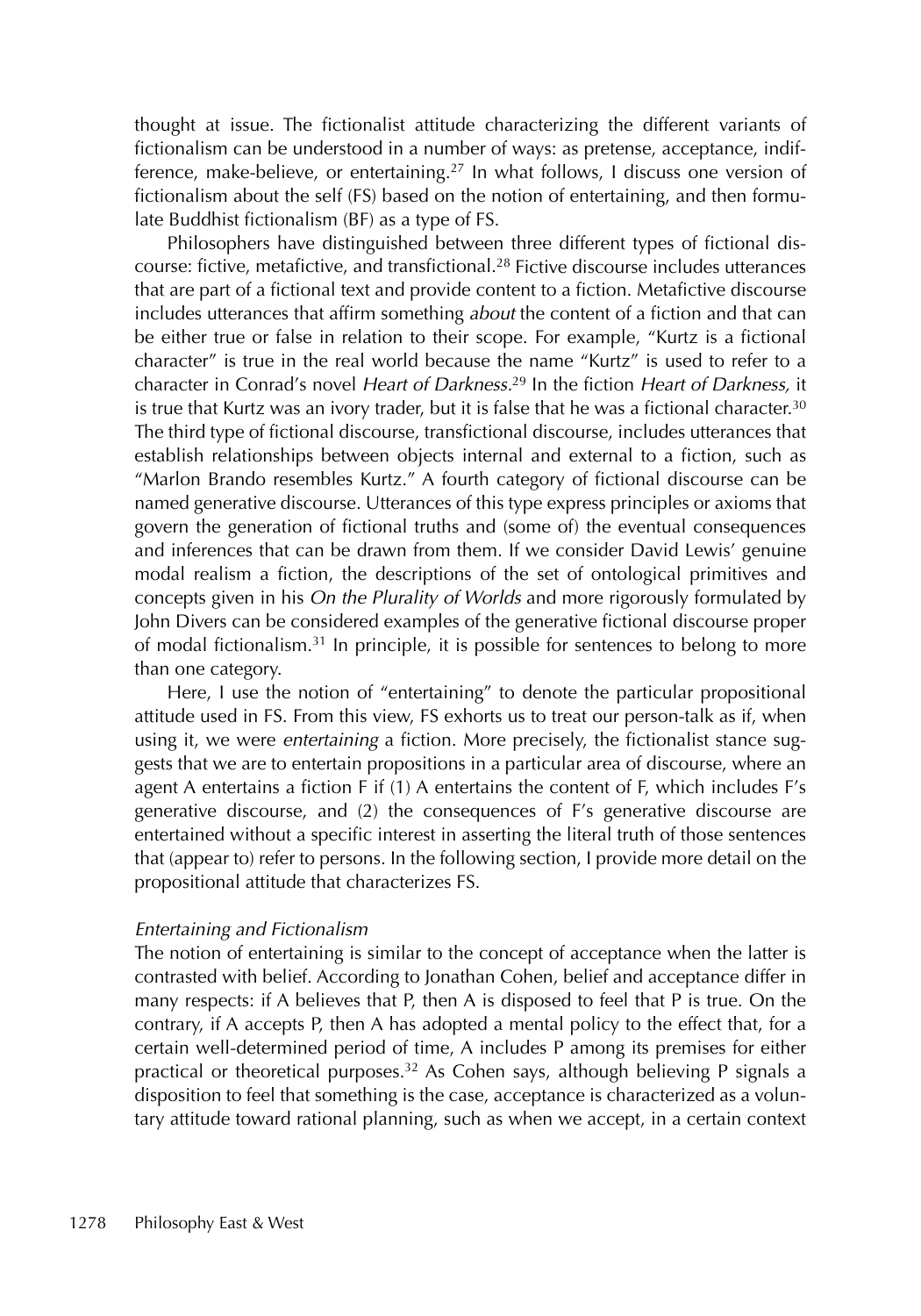thought at issue. The fictionalist attitude characterizing the different variants of fictionalism can be understood in a number of ways: as pretense, acceptance, indifference, make-believe, or entertaining.[27] In what follows, I discuss one version of fictionalism about the self (FS) based on the notion of entertaining, and then formulate Buddhist fictionalism (BF) as a type of FS.

Philosophers have distinguished between three different types of fictional discourse: fictive, metafictive, and transfictional.[28] Fictive discourse includes utterances that are part of a fictional text and provide content to a fiction. Metafictive discourse includes utterances that affirm something *about* the content of a fiction and that can be either true or false in relation to their scope. For example, "Kurtz is a fictional character" is true in the real world because the name "Kurtz" is used to refer to a character in Conrad's novel *Heart of Darkness*.[29] In the fiction *Heart of Darkness,* it is true that Kurtz was an ivory trader, but it is false that he was a fictional character.[30] The third type of fictional discourse, transfictional discourse, includes utterances that establish relationships between objects internal and external to a fiction, such as "Marlon Brando resembles Kurtz." A fourth category of fictional discourse can be named generative discourse. Utterances of this type express principles or axioms that govern the generation of fictional truths and (some of) the eventual consequences and inferences that can be drawn from them. If we consider David Lewis' genuine modal realism a fiction, the descriptions of the set of ontological primitives and concepts given in his *On the Plurality of Worlds* and more rigorously formulated by John Divers can be considered examples of the generative fictional discourse proper of modal fictionalism.[31] In principle, it is possible for sentences to belong to more than one category.

Here, I use the notion of "entertaining" to denote the particular propositional attitude used in FS. From this view, FS exhorts us to treat our person-talk as if, when using it, we were *entertaining* a fiction. More precisely, the fictionalist stance suggests that we are to entertain propositions in a particular area of discourse, where an agent A entertains a fiction F if (1) A entertains the content of F, which includes F's generative discourse, and (2) the consequences of F's generative discourse are entertained without a specific interest in asserting the literal truth of those sentences that (appear to) refer to persons. In the following section, I provide more detail on the propositional attitude that characterizes FS.

### *Entertaining and Fictionalism*

The notion of entertaining is similar to the concept of acceptance when the latter is contrasted with belief. According to Jonathan Cohen, belief and acceptance differ in many respects: if A believes that P, then A is disposed to feel that P is true. On the contrary, if A accepts P, then A has adopted a mental policy to the effect that, for a certain well-determined period of time, A includes P among its premises for either practical or theoretical purposes.[32] As Cohen says, although believing P signals a disposition to feel that something is the case, acceptance is characterized as a voluntary attitude toward rational planning, such as when we accept, in a certain context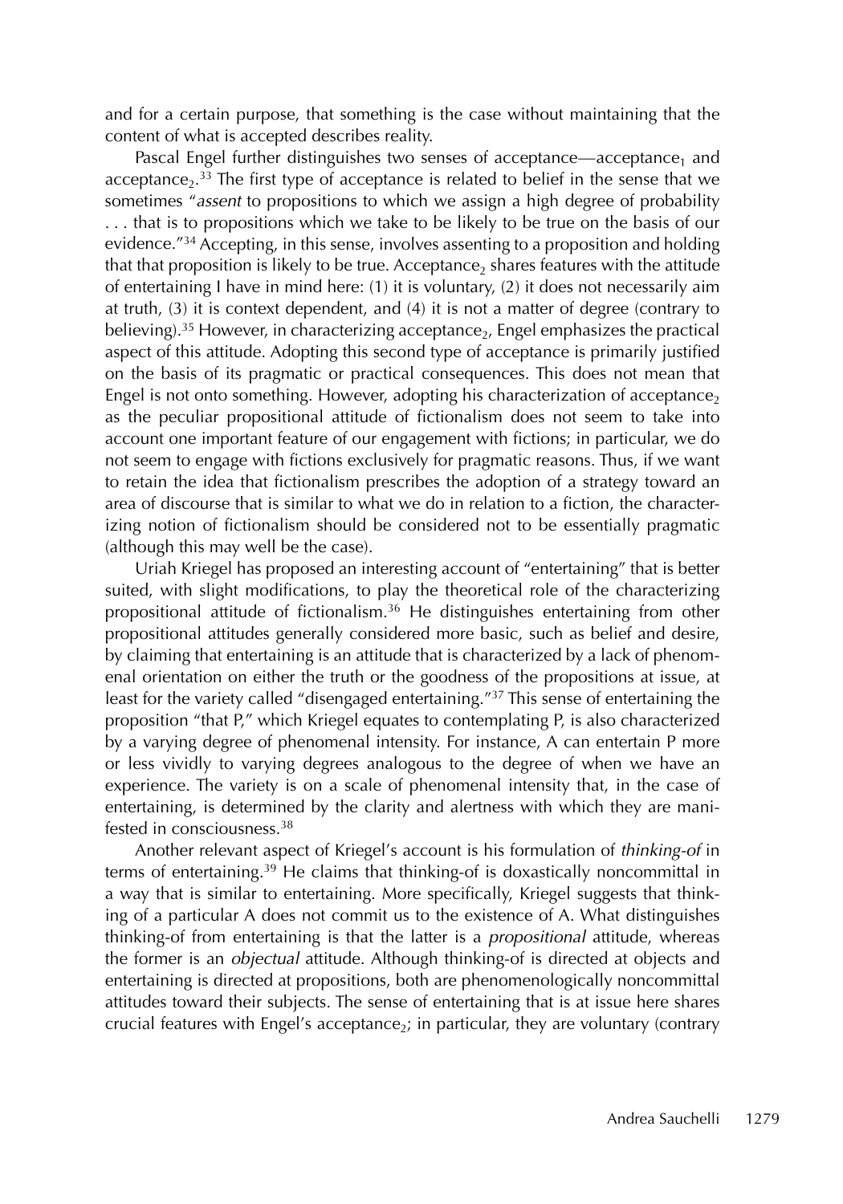and for a certain purpose, that something is the case without maintaining that the content of what is accepted describes reality.

Pascal Engel further distinguishes two senses of acceptance—acceptance$_1$ and acceptance$_2$.[33] The first type of acceptance is related to belief in the sense that we sometimes "*assent* to propositions to which we assign a high degree of probability . . . that is to propositions which we take to be likely to be true on the basis of our evidence."[34] Accepting, in this sense, involves assenting to a proposition and holding that that proposition is likely to be true. Acceptance$_2$ shares features with the attitude of entertaining I have in mind here: (1) it is voluntary, (2) it does not necessarily aim at truth, (3) it is context dependent, and (4) it is not a matter of degree (contrary to believing).[35] However, in characterizing acceptance$_2$, Engel emphasizes the practical aspect of this attitude. Adopting this second type of acceptance is primarily justified on the basis of its pragmatic or practical consequences. This does not mean that Engel is not onto something. However, adopting his characterization of acceptance$_2$ as the peculiar propositional attitude of fictionalism does not seem to take into account one important feature of our engagement with fictions; in particular, we do not seem to engage with fictions exclusively for pragmatic reasons. Thus, if we want to retain the idea that fictionalism prescribes the adoption of a strategy toward an area of discourse that is similar to what we do in relation to a fiction, the characterizing notion of fictionalism should be considered not to be essentially pragmatic (although this may well be the case).

Uriah Kriegel has proposed an interesting account of "entertaining" that is better suited, with slight modifications, to play the theoretical role of the characterizing propositional attitude of fictionalism.[36] He distinguishes entertaining from other propositional attitudes generally considered more basic, such as belief and desire, by claiming that entertaining is an attitude that is characterized by a lack of phenomenal orientation on either the truth or the goodness of the propositions at issue, at least for the variety called "disengaged entertaining."[37] This sense of entertaining the proposition "that P," which Kriegel equates to contemplating P, is also characterized by a varying degree of phenomenal intensity. For instance, A can entertain P more or less vividly to varying degrees analogous to the degree of when we have an experience. The variety is on a scale of phenomenal intensity that, in the case of entertaining, is determined by the clarity and alertness with which they are manifested in consciousness.[38]

Another relevant aspect of Kriegel's account is his formulation of *thinking-of* in terms of entertaining.[39] He claims that thinking-of is doxastically noncommittal in a way that is similar to entertaining. More specifically, Kriegel suggests that thinking of a particular A does not commit us to the existence of A. What distinguishes thinking-of from entertaining is that the latter is a *propositional* attitude, whereas the former is an *objectual* attitude. Although thinking-of is directed at objects and entertaining is directed at propositions, both are phenomenologically noncommittal attitudes toward their subjects. The sense of entertaining that is at issue here shares crucial features with Engel's acceptance$_2$; in particular, they are voluntary (contrary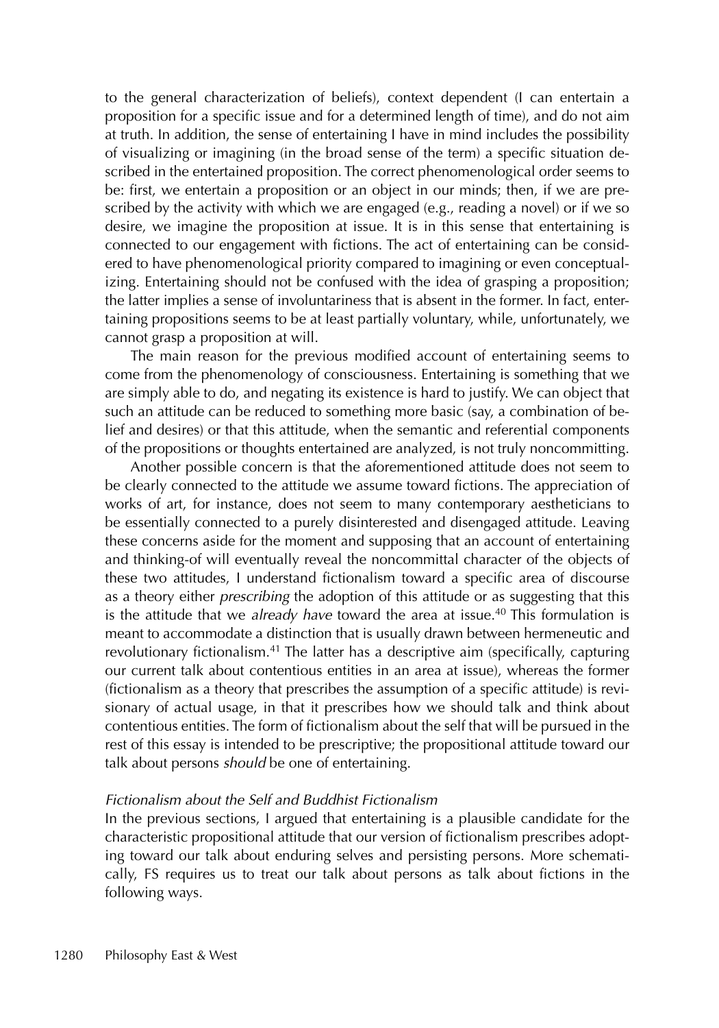to the general characterization of beliefs), context dependent (I can entertain a proposition for a specific issue and for a determined length of time), and do not aim at truth. In addition, the sense of entertaining I have in mind includes the possibility of visualizing or imagining (in the broad sense of the term) a specific situation described in the entertained proposition. The correct phenomenological order seems to be: first, we entertain a proposition or an object in our minds; then, if we are prescribed by the activity with which we are engaged (e.g., reading a novel) or if we so desire, we imagine the proposition at issue. It is in this sense that entertaining is connected to our engagement with fictions. The act of entertaining can be considered to have phenomenological priority compared to imagining or even conceptualizing. Entertaining should not be confused with the idea of grasping a proposition; the latter implies a sense of involuntariness that is absent in the former. In fact, entertaining propositions seems to be at least partially voluntary, while, unfortunately, we cannot grasp a proposition at will.

The main reason for the previous modified account of entertaining seems to come from the phenomenology of consciousness. Entertaining is something that we are simply able to do, and negating its existence is hard to justify. We can object that such an attitude can be reduced to something more basic (say, a combination of belief and desires) or that this attitude, when the semantic and referential components of the propositions or thoughts entertained are analyzed, is not truly noncommitting.

Another possible concern is that the aforementioned attitude does not seem to be clearly connected to the attitude we assume toward fictions. The appreciation of works of art, for instance, does not seem to many contemporary aestheticians to be essentially connected to a purely disinterested and disengaged attitude. Leaving these concerns aside for the moment and supposing that an account of entertaining and thinking-of will eventually reveal the noncommittal character of the objects of these two attitudes, I understand fictionalism toward a specific area of discourse as a theory either *prescribing* the adoption of this attitude or as suggesting that this is the attitude that we *already have* toward the area at issue.[40] This formulation is meant to accommodate a distinction that is usually drawn between hermeneutic and revolutionary fictionalism.[41] The latter has a descriptive aim (specifically, capturing our current talk about contentious entities in an area at issue), whereas the former (fictionalism as a theory that prescribes the assumption of a specific attitude) is revisionary of actual usage, in that it prescribes how we should talk and think about contentious entities. The form of fictionalism about the self that will be pursued in the rest of this essay is intended to be prescriptive; the propositional attitude toward our talk about persons *should* be one of entertaining.

### *Fictionalism about the Self and Buddhist Fictionalism*

In the previous sections, I argued that entertaining is a plausible candidate for the characteristic propositional attitude that our version of fictionalism prescribes adopting toward our talk about enduring selves and persisting persons. More schematically, FS requires us to treat our talk about persons as talk about fictions in the following ways.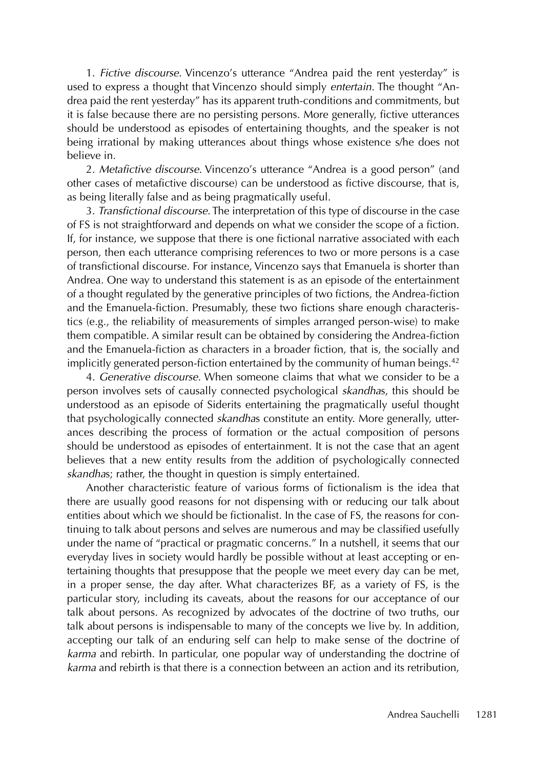1. *Fictive discourse.* Vincenzo's utterance "Andrea paid the rent yesterday" is used to express a thought that Vincenzo should simply *entertain.* The thought "Andrea paid the rent yesterday" has its apparent truth-conditions and commitments, but it is false because there are no persisting persons. More generally, fictive utterances should be understood as episodes of entertaining thoughts, and the speaker is not being irrational by making utterances about things whose existence s/he does not believe in.

2. *Metafictive discourse.* Vincenzo's utterance "Andrea is a good person" (and other cases of metafictive discourse) can be understood as fictive discourse, that is, as being literally false and as being pragmatically useful.

3. *Transfictional discourse.* The interpretation of this type of discourse in the case of FS is not straightforward and depends on what we consider the scope of a fiction. If, for instance, we suppose that there is one fictional narrative associated with each person, then each utterance comprising references to two or more persons is a case of transfictional discourse. For instance, Vincenzo says that Emanuela is shorter than Andrea. One way to understand this statement is as an episode of the entertainment of a thought regulated by the generative principles of two fictions, the Andrea-fiction and the Emanuela-fiction. Presumably, these two fictions share enough characteristics (e.g., the reliability of measurements of simples arranged person-wise) to make them compatible. A similar result can be obtained by considering the Andrea-fiction and the Emanuela-fiction as characters in a broader fiction, that is, the socially and implicitly generated person-fiction entertained by the community of human beings.[42]

4. *Generative discourse.* When someone claims that what we consider to be a person involves sets of causally connected psychological *skandha*s, this should be understood as an episode of Siderits entertaining the pragmatically useful thought that psychologically connected *skandha*s constitute an entity. More generally, utterances describing the process of formation or the actual composition of persons should be understood as episodes of entertainment. It is not the case that an agent believes that a new entity results from the addition of psychologically connected *skandha*s; rather, the thought in question is simply entertained.

Another characteristic feature of various forms of fictionalism is the idea that there are usually good reasons for not dispensing with or reducing our talk about entities about which we should be fictionalist. In the case of FS, the reasons for continuing to talk about persons and selves are numerous and may be classified usefully under the name of "practical or pragmatic concerns." In a nutshell, it seems that our everyday lives in society would hardly be possible without at least accepting or entertaining thoughts that presuppose that the people we meet every day can be met, in a proper sense, the day after. What characterizes BF, as a variety of FS, is the particular story, including its caveats, about the reasons for our acceptance of our talk about persons. As recognized by advocates of the doctrine of two truths, our talk about persons is indispensable to many of the concepts we live by. In addition, accepting our talk of an enduring self can help to make sense of the doctrine of *karma* and rebirth. In particular, one popular way of understanding the doctrine of *karma* and rebirth is that there is a connection between an action and its retribution,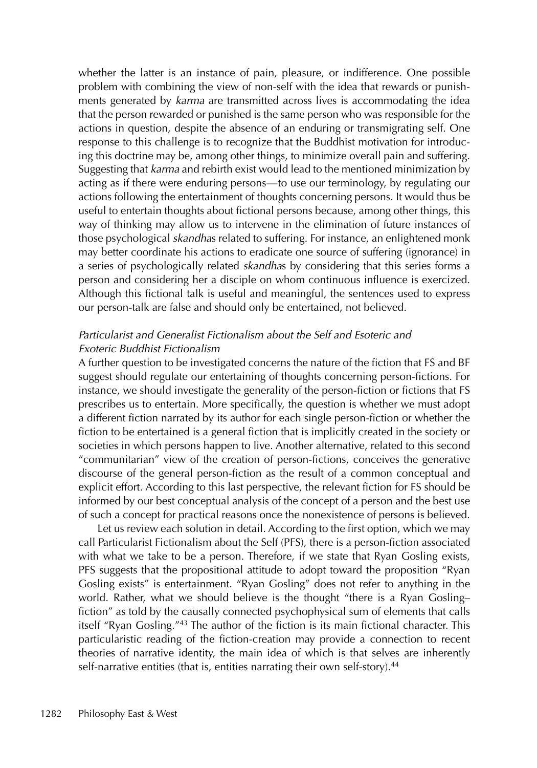whether the latter is an instance of pain, pleasure, or indifference. One possible problem with combining the view of non-self with the idea that rewards or punishments generated by *karma* are transmitted across lives is accommodating the idea that the person rewarded or punished is the same person who was responsible for the actions in question, despite the absence of an enduring or transmigrating self. One response to this challenge is to recognize that the Buddhist motivation for introducing this doctrine may be, among other things, to minimize overall pain and suffering. Suggesting that *karma* and rebirth exist would lead to the mentioned minimization by acting as if there were enduring persons—to use our terminology, by regulating our actions following the entertainment of thoughts concerning persons. It would thus be useful to entertain thoughts about fictional persons because, among other things, this way of thinking may allow us to intervene in the elimination of future instances of those psychological *skandha*s related to suffering. For instance, an enlightened monk may better coordinate his actions to eradicate one source of suffering (ignorance) in a series of psychologically related *skandha*s by considering that this series forms a person and considering her a disciple on whom continuous influence is exercized. Although this fictional talk is useful and meaningful, the sentences used to express our person-talk are false and should only be entertained, not believed.

### *Particularist and Generalist Fictionalism about the Self and Esoteric and Exoteric Buddhist Fictionalism*

A further question to be investigated concerns the nature of the fiction that FS and BF suggest should regulate our entertaining of thoughts concerning person-fictions. For instance, we should investigate the generality of the person-fiction or fictions that FS prescribes us to entertain. More specifically, the question is whether we must adopt a different fiction narrated by its author for each single person-fiction or whether the fiction to be entertained is a general fiction that is implicitly created in the society or societies in which persons happen to live. Another alternative, related to this second "communitarian" view of the creation of person-fictions, conceives the generative discourse of the general person-fiction as the result of a common conceptual and explicit effort. According to this last perspective, the relevant fiction for FS should be informed by our best conceptual analysis of the concept of a person and the best use of such a concept for practical reasons once the nonexistence of persons is believed.

Let us review each solution in detail. According to the first option, which we may call Particularist Fictionalism about the Self (PFS), there is a person-fiction associated with what we take to be a person. Therefore, if we state that Ryan Gosling exists, PFS suggests that the propositional attitude to adopt toward the proposition "Ryan Gosling exists" is entertainment. "Ryan Gosling" does not refer to anything in the world. Rather, what we should believe is the thought "there is a Ryan Gosling–fiction" as told by the causally connected psychophysical sum of elements that calls itself "Ryan Gosling."[43] The author of the fiction is its main fictional character. This particularistic reading of the fiction-creation may provide a connection to recent theories of narrative identity, the main idea of which is that selves are inherently self-narrative entities (that is, entities narrating their own self-story).[44]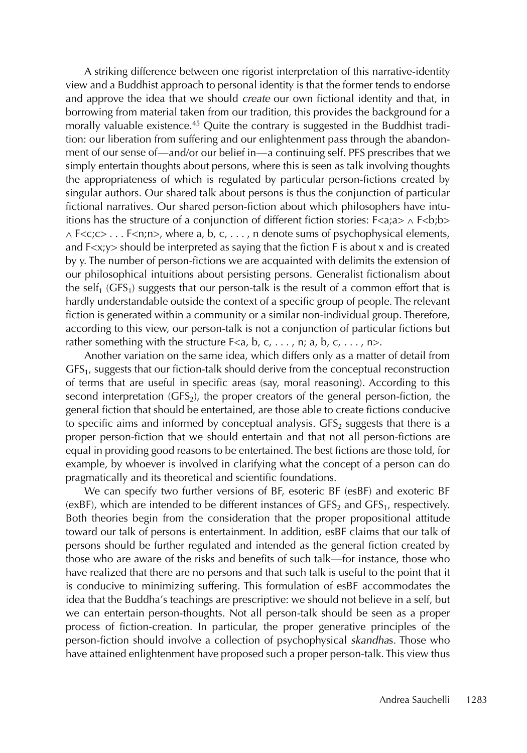A striking difference between one rigorist interpretation of this narrative-identity view and a Buddhist approach to personal identity is that the former tends to endorse and approve the idea that we should *create* our own fictional identity and that, in borrowing from material taken from our tradition, this provides the background for a morally valuable existence.[45] Quite the contrary is suggested in the Buddhist tradition: our liberation from suffering and our enlightenment pass through the abandonment of our sense of—and/or our belief in—a continuing self. PFS prescribes that we simply entertain thoughts about persons, where this is seen as talk involving thoughts the appropriateness of which is regulated by particular person-fictions created by singular authors. Our shared talk about persons is thus the conjunction of particular fictional narratives. Our shared person-fiction about which philosophers have intuitions has the structure of a conjunction of different fiction stories: $F\langle a;a\rangle \wedge F\langle b;b\rangle \wedge F\langle c;c\rangle \ldots F\langle n;n\rangle$, where a, b, c, . . . , n denote sums of psychophysical elements, and $F\langle x;y\rangle$ should be interpreted as saying that the fiction F is about x and is created by y. The number of person-fictions we are acquainted with delimits the extension of our philosophical intuitions about persisting persons. Generalist fictionalism about the self$_1$ (GFS$_1$) suggests that our person-talk is the result of a common effort that is hardly understandable outside the context of a specific group of people. The relevant fiction is generated within a community or a similar non-individual group. Therefore, according to this view, our person-talk is not a conjunction of particular fictions but rather something with the structure $F\langle a, b, c, \ldots, n; a, b, c, \ldots, n\rangle$.

Another variation on the same idea, which differs only as a matter of detail from GFS$_1$, suggests that our fiction-talk should derive from the conceptual reconstruction of terms that are useful in specific areas (say, moral reasoning). According to this second interpretation (GFS$_2$), the proper creators of the general person-fiction, the general fiction that should be entertained, are those able to create fictions conducive to specific aims and informed by conceptual analysis. GFS$_2$ suggests that there is a proper person-fiction that we should entertain and that not all person-fictions are equal in providing good reasons to be entertained. The best fictions are those told, for example, by whoever is involved in clarifying what the concept of a person can do pragmatically and its theoretical and scientific foundations.

We can specify two further versions of BF, esoteric BF (esBF) and exoteric BF (exBF), which are intended to be different instances of GFS$_2$ and GFS$_1$, respectively. Both theories begin from the consideration that the proper propositional attitude toward our talk of persons is entertainment. In addition, esBF claims that our talk of persons should be further regulated and intended as the general fiction created by those who are aware of the risks and benefits of such talk—for instance, those who have realized that there are no persons and that such talk is useful to the point that it is conducive to minimizing suffering. This formulation of esBF accommodates the idea that the Buddha's teachings are prescriptive: we should not believe in a self, but we can entertain person-thoughts. Not all person-talk should be seen as a proper process of fiction-creation. In particular, the proper generative principles of the person-fiction should involve a collection of psychophysical *skandha*s. Those who have attained enlightenment have proposed such a proper person-talk. This view thus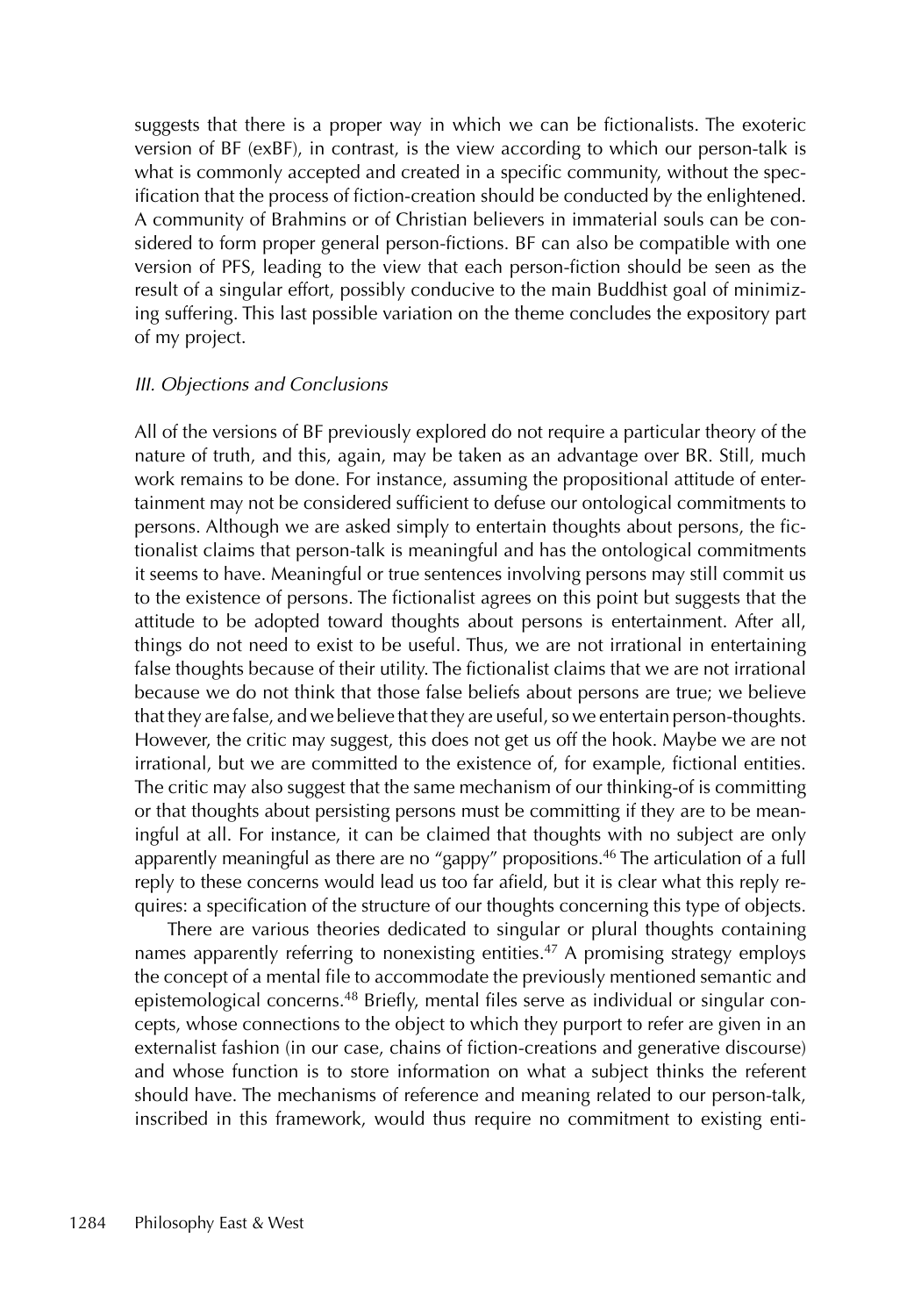suggests that there is a proper way in which we can be fictionalists. The exoteric version of BF (exBF), in contrast, is the view according to which our person-talk is what is commonly accepted and created in a specific community, without the specification that the process of fiction-creation should be conducted by the enlightened. A community of Brahmins or of Christian believers in immaterial souls can be considered to form proper general person-fictions. BF can also be compatible with one version of PFS, leading to the view that each person-fiction should be seen as the result of a singular effort, possibly conducive to the main Buddhist goal of minimizing suffering. This last possible variation on the theme concludes the expository part of my project.

### *III. Objections and Conclusions*

All of the versions of BF previously explored do not require a particular theory of the nature of truth, and this, again, may be taken as an advantage over BR. Still, much work remains to be done. For instance, assuming the propositional attitude of entertainment may not be considered sufficient to defuse our ontological commitments to persons. Although we are asked simply to entertain thoughts about persons, the fictionalist claims that person-talk is meaningful and has the ontological commitments it seems to have. Meaningful or true sentences involving persons may still commit us to the existence of persons. The fictionalist agrees on this point but suggests that the attitude to be adopted toward thoughts about persons is entertainment. After all, things do not need to exist to be useful. Thus, we are not irrational in entertaining false thoughts because of their utility. The fictionalist claims that we are not irrational because we do not think that those false beliefs about persons are true; we believe that they are false, and we believe that they are useful, so we entertain person-thoughts. However, the critic may suggest, this does not get us off the hook. Maybe we are not irrational, but we are committed to the existence of, for example, fictional entities. The critic may also suggest that the same mechanism of our thinking-of is committing or that thoughts about persisting persons must be committing if they are to be meaningful at all. For instance, it can be claimed that thoughts with no subject are only apparently meaningful as there are no "gappy" propositions.[46] The articulation of a full reply to these concerns would lead us too far afield, but it is clear what this reply requires: a specification of the structure of our thoughts concerning this type of objects.

There are various theories dedicated to singular or plural thoughts containing names apparently referring to nonexisting entities.[47] A promising strategy employs the concept of a mental file to accommodate the previously mentioned semantic and epistemological concerns.[48] Briefly, mental files serve as individual or singular concepts, whose connections to the object to which they purport to refer are given in an externalist fashion (in our case, chains of fiction-creations and generative discourse) and whose function is to store information on what a subject thinks the referent should have. The mechanisms of reference and meaning related to our person-talk, inscribed in this framework, would thus require no commitment to existing enti-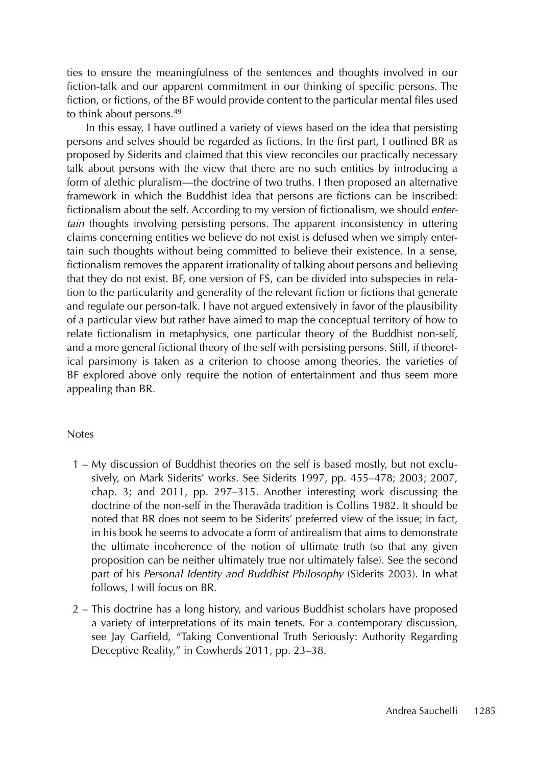ties to ensure the meaningfulness of the sentences and thoughts involved in our fiction-talk and our apparent commitment in our thinking of specific persons. The fiction, or fictions, of the BF would provide content to the particular mental files used to think about persons.[49]

In this essay, I have outlined a variety of views based on the idea that persisting persons and selves should be regarded as fictions. In the first part, I outlined BR as proposed by Siderits and claimed that this view reconciles our practically necessary talk about persons with the view that there are no such entities by introducing a form of alethic pluralism—the doctrine of two truths. I then proposed an alternative framework in which the Buddhist idea that persons are fictions can be inscribed: fictionalism about the self. According to my version of fictionalism, we should *entertain* thoughts involving persisting persons. The apparent inconsistency in uttering claims concerning entities we believe do not exist is defused when we simply entertain such thoughts without being committed to believe their existence. In a sense, fictionalism removes the apparent irrationality of talking about persons and believing that they do not exist. BF, one version of FS, can be divided into subspecies in relation to the particularity and generality of the relevant fiction or fictions that generate and regulate our person-talk. I have not argued extensively in favor of the plausibility of a particular view but rather have aimed to map the conceptual territory of how to relate fictionalism in metaphysics, one particular theory of the Buddhist non-self, and a more general fictional theory of the self with persisting persons. Still, if theoretical parsimony is taken as a criterion to choose among theories, the varieties of BF explored above only require the notion of entertainment and thus seem more appealing than BR.

## Notes

1 – My discussion of Buddhist theories on the self is based mostly, but not exclusively, on Mark Siderits' works. See Siderits 1997, pp. 455–478; 2003; 2007, chap. 3; and 2011, pp. 297–315. Another interesting work discussing the doctrine of the non-self in the Theravāda tradition is Collins 1982. It should be noted that BR does not seem to be Siderits' preferred view of the issue; in fact, in his book he seems to advocate a form of antirealism that aims to demonstrate the ultimate incoherence of the notion of ultimate truth (so that any given proposition can be neither ultimately true nor ultimately false). See the second part of his *Personal Identity and Buddhist Philosophy* (Siderits 2003). In what follows, I will focus on BR.

2 – This doctrine has a long history, and various Buddhist scholars have proposed a variety of interpretations of its main tenets. For a contemporary discussion, see Jay Garfield, "Taking Conventional Truth Seriously: Authority Regarding Deceptive Reality," in Cowherds 2011, pp. 23–38.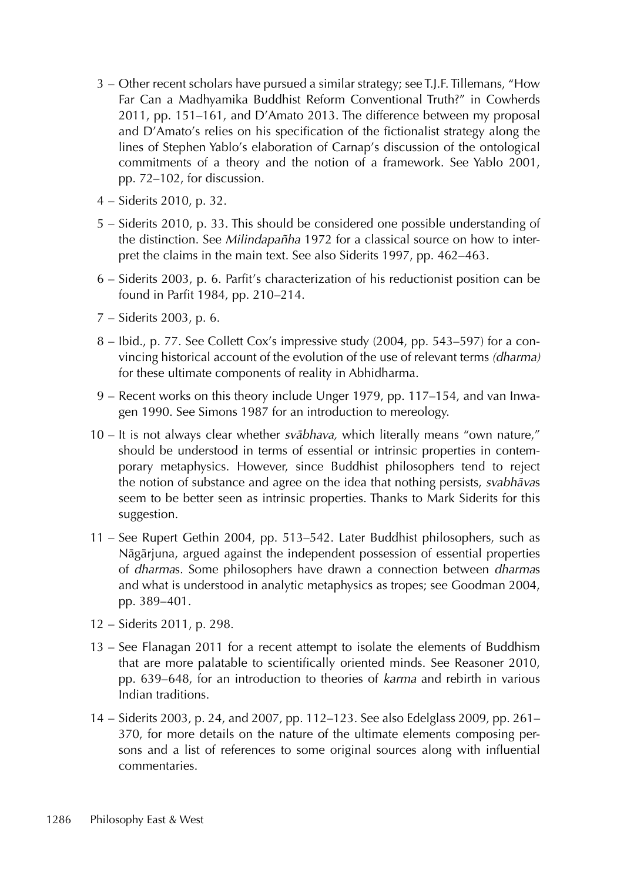3 – Other recent scholars have pursued a similar strategy; see T.J.F. Tillemans, "How Far Can a Madhyamika Buddhist Reform Conventional Truth?" in Cowherds 2011, pp. 151–161, and D'Amato 2013. The difference between my proposal and D'Amato's relies on his specification of the fictionalist strategy along the lines of Stephen Yablo's elaboration of Carnap's discussion of the ontological commitments of a theory and the notion of a framework. See Yablo 2001, pp. 72–102, for discussion.

4 – Siderits 2010, p. 32.

5 – Siderits 2010, p. 33. This should be considered one possible understanding of the distinction. See *Milindapañha* 1972 for a classical source on how to interpret the claims in the main text. See also Siderits 1997, pp. 462–463.

6 – Siderits 2003, p. 6. Parfit's characterization of his reductionist position can be found in Parfit 1984, pp. 210–214.

7 – Siderits 2003, p. 6.

8 – Ibid., p. 77. See Collett Cox's impressive study (2004, pp. 543–597) for a convincing historical account of the evolution of the use of relevant terms *(dharma)* for these ultimate components of reality in Abhidharma.

9 – Recent works on this theory include Unger 1979, pp. 117–154, and van Inwagen 1990. See Simons 1987 for an introduction to mereology.

10 – It is not always clear whether *svābhava,* which literally means "own nature," should be understood in terms of essential or intrinsic properties in contemporary metaphysics. However, since Buddhist philosophers tend to reject the notion of substance and agree on the idea that nothing persists, *svabhāva*s seem to be better seen as intrinsic properties. Thanks to Mark Siderits for this suggestion.

11 – See Rupert Gethin 2004, pp. 513–542. Later Buddhist philosophers, such as Nāgārjuna, argued against the independent possession of essential properties of *dharma*s. Some philosophers have drawn a connection between *dharma*s and what is understood in analytic metaphysics as tropes; see Goodman 2004, pp. 389–401.

12 – Siderits 2011, p. 298.

13 – See Flanagan 2011 for a recent attempt to isolate the elements of Buddhism that are more palatable to scientifically oriented minds. See Reasoner 2010, pp. 639–648, for an introduction to theories of *karma* and rebirth in various Indian traditions.

14 – Siderits 2003, p. 24, and 2007, pp. 112–123. See also Edelglass 2009, pp. 261–370, for more details on the nature of the ultimate elements composing persons and a list of references to some original sources along with influential commentaries.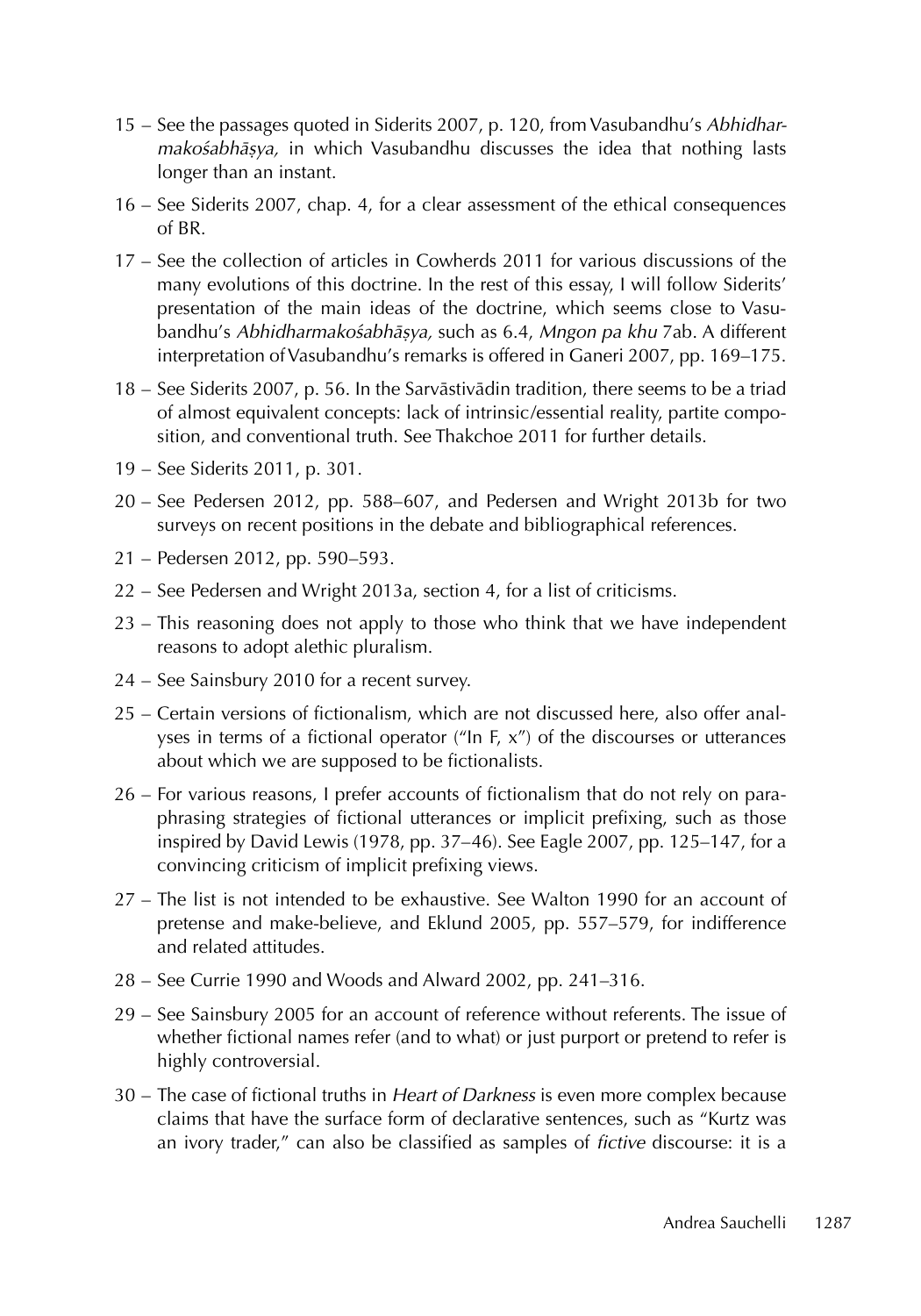15 – See the passages quoted in Siderits 2007, p. 120, from Vasubandhu's *Abhidharmakośabhāṣya,* in which Vasubandhu discusses the idea that nothing lasts longer than an instant.

16 – See Siderits 2007, chap. 4, for a clear assessment of the ethical consequences of BR.

17 – See the collection of articles in Cowherds 2011 for various discussions of the many evolutions of this doctrine. In the rest of this essay, I will follow Siderits' presentation of the main ideas of the doctrine, which seems close to Vasubandhu's *Abhidharmakośabhāṣya,* such as 6.4, *Mngon pa khu* 7ab. A different interpretation of Vasubandhu's remarks is offered in Ganeri 2007, pp. 169–175.

18 – See Siderits 2007, p. 56. In the Sarvāstivādin tradition, there seems to be a triad of almost equivalent concepts: lack of intrinsic/essential reality, partite composition, and conventional truth. See Thakchoe 2011 for further details.

19 – See Siderits 2011, p. 301.

20 – See Pedersen 2012, pp. 588–607, and Pedersen and Wright 2013b for two surveys on recent positions in the debate and bibliographical references.

21 – Pedersen 2012, pp. 590–593.

22 – See Pedersen and Wright 2013a, section 4, for a list of criticisms.

23 – This reasoning does not apply to those who think that we have independent reasons to adopt alethic pluralism.

24 – See Sainsbury 2010 for a recent survey.

25 – Certain versions of fictionalism, which are not discussed here, also offer analyses in terms of a fictional operator ("In F, x") of the discourses or utterances about which we are supposed to be fictionalists.

26 – For various reasons, I prefer accounts of fictionalism that do not rely on paraphrasing strategies of fictional utterances or implicit prefixing, such as those inspired by David Lewis (1978, pp. 37–46). See Eagle 2007, pp. 125–147, for a convincing criticism of implicit prefixing views.

27 – The list is not intended to be exhaustive. See Walton 1990 for an account of pretense and make-believe, and Eklund 2005, pp. 557–579, for indifference and related attitudes.

28 – See Currie 1990 and Woods and Alward 2002, pp. 241–316.

29 – See Sainsbury 2005 for an account of reference without referents. The issue of whether fictional names refer (and to what) or just purport or pretend to refer is highly controversial.

30 – The case of fictional truths in *Heart of Darkness* is even more complex because claims that have the surface form of declarative sentences, such as "Kurtz was an ivory trader," can also be classified as samples of *fictive* discourse: it is a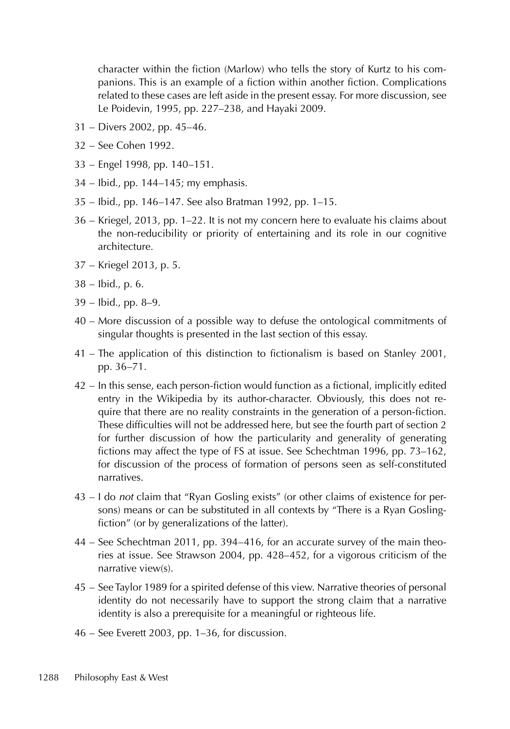character within the fiction (Marlow) who tells the story of Kurtz to his companions. This is an example of a fiction within another fiction. Complications related to these cases are left aside in the present essay. For more discussion, see Le Poidevin, 1995, pp. 227–238, and Hayaki 2009.

31 – Divers 2002, pp. 45–46.

32 – See Cohen 1992.

33 – Engel 1998, pp. 140–151.

34 – Ibid., pp. 144–145; my emphasis.

35 – Ibid., pp. 146–147. See also Bratman 1992, pp. 1–15.

36 – Kriegel, 2013, pp. 1–22. It is not my concern here to evaluate his claims about the non-reducibility or priority of entertaining and its role in our cognitive architecture.

37 – Kriegel 2013, p. 5.

38 – Ibid., p. 6.

39 – Ibid., pp. 8–9.

40 – More discussion of a possible way to defuse the ontological commitments of singular thoughts is presented in the last section of this essay.

41 – The application of this distinction to fictionalism is based on Stanley 2001, pp. 36–71.

42 – In this sense, each person-fiction would function as a fictional, implicitly edited entry in the Wikipedia by its author-character. Obviously, this does not require that there are no reality constraints in the generation of a person-fiction. These difficulties will not be addressed here, but see the fourth part of section 2 for further discussion of how the particularity and generality of generating fictions may affect the type of FS at issue. See Schechtman 1996, pp. 73–162, for discussion of the process of formation of persons seen as self-constituted narratives.

43 – I do *not* claim that "Ryan Gosling exists" (or other claims of existence for persons) means or can be substituted in all contexts by "There is a Ryan Gosling-fiction" (or by generalizations of the latter).

44 – See Schechtman 2011, pp. 394–416, for an accurate survey of the main theories at issue. See Strawson 2004, pp. 428–452, for a vigorous criticism of the narrative view(s).

45 – See Taylor 1989 for a spirited defense of this view. Narrative theories of personal identity do not necessarily have to support the strong claim that a narrative identity is also a prerequisite for a meaningful or righteous life.

46 – See Everett 2003, pp. 1–36, for discussion.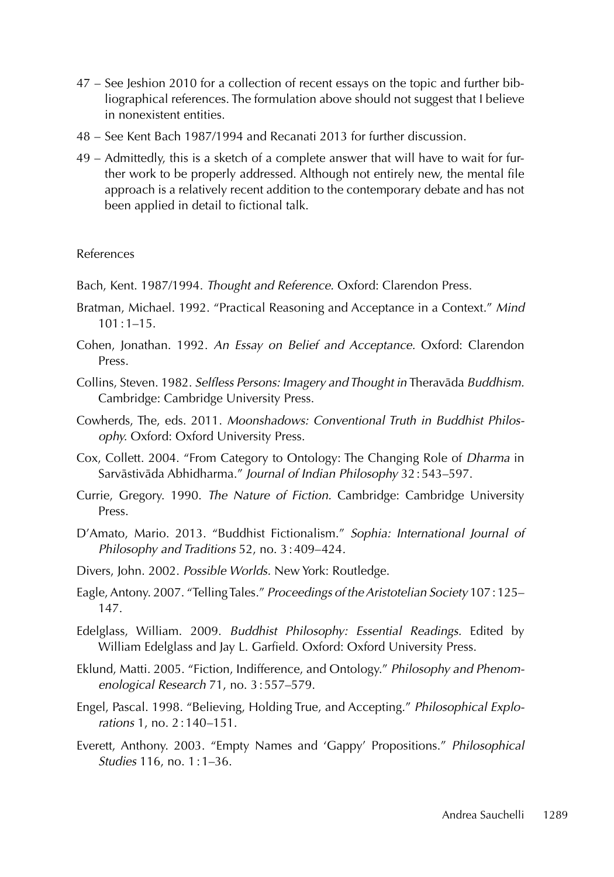47 – See Jeshion 2010 for a collection of recent essays on the topic and further bibliographical references. The formulation above should not suggest that I believe in nonexistent entities.

48 – See Kent Bach 1987/1994 and Recanati 2013 for further discussion.

49 – Admittedly, this is a sketch of a complete answer that will have to wait for further work to be properly addressed. Although not entirely new, the mental file approach is a relatively recent addition to the contemporary debate and has not been applied in detail to fictional talk.

## References

Bach, Kent. 1987/1994. *Thought and Reference.* Oxford: Clarendon Press.

Bratman, Michael. 1992. "Practical Reasoning and Acceptance in a Context." *Mind* 101 : 1–15.

Cohen, Jonathan. 1992. *An Essay on Belief and Acceptance.* Oxford: Clarendon Press.

Collins, Steven. 1982. *Selfless Persons: Imagery and Thought in* Theravāda *Buddhism.* Cambridge: Cambridge University Press.

Cowherds, The, eds. 2011. *Moonshadows: Conventional Truth in Buddhist Philosophy.* Oxford: Oxford University Press.

Cox, Collett. 2004. "From Category to Ontology: The Changing Role of *Dharma* in Sarvāstivāda Abhidharma." *Journal of Indian Philosophy* 32 : 543–597.

Currie, Gregory. 1990. *The Nature of Fiction.* Cambridge: Cambridge University Press.

D'Amato, Mario. 2013. "Buddhist Fictionalism." *Sophia: International Journal of Philosophy and Traditions* 52, no. 3 : 409–424.

Divers, John. 2002. *Possible Worlds.* New York: Routledge.

Eagle, Antony. 2007. "Telling Tales." *Proceedings of the Aristotelian Society* 107 : 125–147.

Edelglass, William. 2009. *Buddhist Philosophy: Essential Readings.* Edited by William Edelglass and Jay L. Garfield. Oxford: Oxford University Press.

Eklund, Matti. 2005. "Fiction, Indifference, and Ontology." *Philosophy and Phenomenological Research* 71, no. 3 : 557–579.

Engel, Pascal. 1998. "Believing, Holding True, and Accepting." *Philosophical Explorations* 1, no. 2 : 140–151.

Everett, Anthony. 2003. "Empty Names and 'Gappy' Propositions." *Philosophical Studies* 116, no. 1 : 1–36.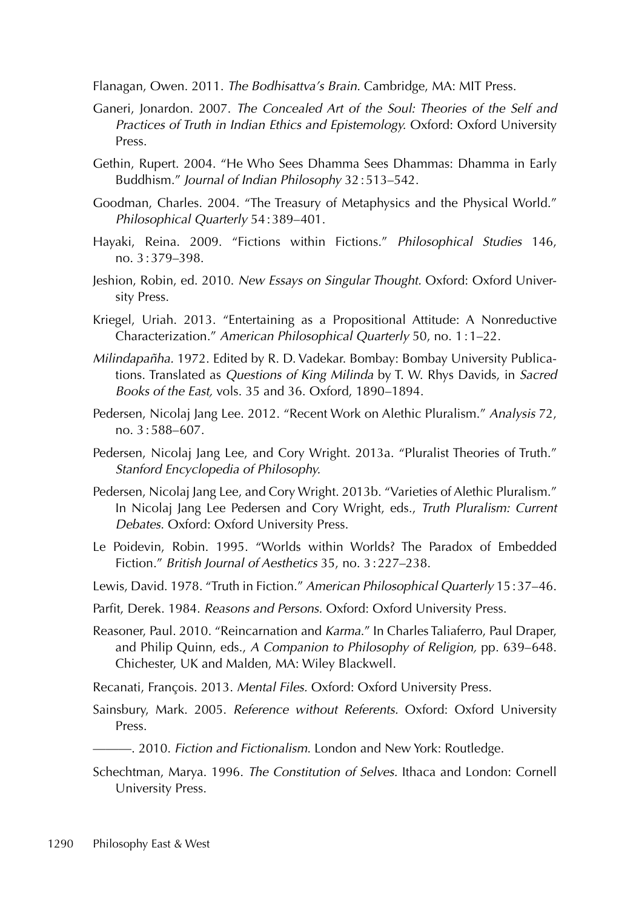Flanagan, Owen. 2011. *The Bodhisattva's Brain.* Cambridge, MA: MIT Press.

Ganeri, Jonardon. 2007. *The Concealed Art of the Soul: Theories of the Self and Practices of Truth in Indian Ethics and Epistemology.* Oxford: Oxford University Press.

Gethin, Rupert. 2004. "He Who Sees Dhamma Sees Dhammas: Dhamma in Early Buddhism." *Journal of Indian Philosophy* 32 : 513–542.

Goodman, Charles. 2004. "The Treasury of Metaphysics and the Physical World." *Philosophical Quarterly* 54 : 389–401.

Hayaki, Reina. 2009. "Fictions within Fictions." *Philosophical Studies* 146, no. 3 : 379–398.

Jeshion, Robin, ed. 2010. *New Essays on Singular Thought.* Oxford: Oxford University Press.

Kriegel, Uriah. 2013. "Entertaining as a Propositional Attitude: A Nonreductive Characterization." *American Philosophical Quarterly* 50, no. 1 : 1–22.

*Milindapañha*. 1972. Edited by R. D. Vadekar. Bombay: Bombay University Publications. Translated as *Questions of King Milinda* by T. W. Rhys Davids, in *Sacred Books of the East,* vols. 35 and 36. Oxford, 1890–1894.

Pedersen, Nicolaj Jang Lee. 2012. "Recent Work on Alethic Pluralism." *Analysis* 72, no. 3 : 588–607.

Pedersen, Nicolaj Jang Lee, and Cory Wright. 2013a. "Pluralist Theories of Truth." *Stanford Encyclopedia of Philosophy.*

Pedersen, Nicolaj Jang Lee, and Cory Wright. 2013b. "Varieties of Alethic Pluralism." In Nicolaj Jang Lee Pedersen and Cory Wright, eds., *Truth Pluralism: Current Debates.* Oxford: Oxford University Press.

Le Poidevin, Robin. 1995. "Worlds within Worlds? The Paradox of Embedded Fiction." *British Journal of Aesthetics* 35, no. 3 : 227–238.

Lewis, David. 1978. "Truth in Fiction." *American Philosophical Quarterly* 15 : 37–46.

Parfit, Derek. 1984. *Reasons and Persons.* Oxford: Oxford University Press.

Reasoner, Paul. 2010. "Reincarnation and *Karma*." In Charles Taliaferro, Paul Draper, and Philip Quinn, eds., *A Companion to Philosophy of Religion,* pp. 639–648. Chichester, UK and Malden, MA: Wiley Blackwell.

Recanati, François. 2013. *Mental Files.* Oxford: Oxford University Press.

Sainsbury, Mark. 2005. *Reference without Referents.* Oxford: Oxford University Press.

———. 2010. *Fiction and Fictionalism*. London and New York: Routledge.

Schechtman, Marya. 1996. *The Constitution of Selves.* Ithaca and London: Cornell University Press.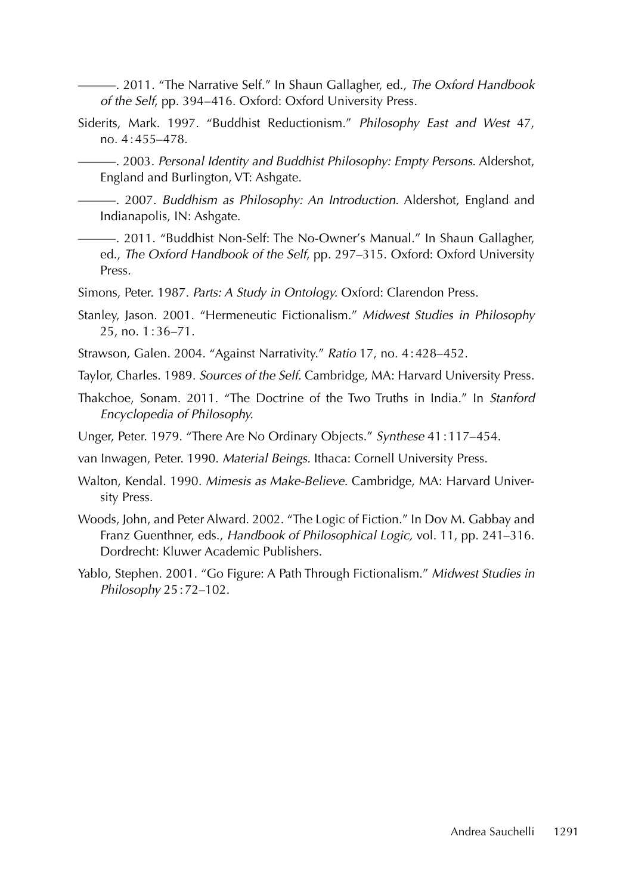———. 2011. "The Narrative Self." In Shaun Gallagher, ed., *The Oxford Handbook of the Self*, pp. 394–416. Oxford: Oxford University Press.

Siderits, Mark. 1997. "Buddhist Reductionism." *Philosophy East and West* 47, no. 4 : 455–478.

———. 2003. *Personal Identity and Buddhist Philosophy: Empty Persons*. Aldershot, England and Burlington, VT: Ashgate.

———. 2007. *Buddhism as Philosophy: An Introduction*. Aldershot, England and Indianapolis, IN: Ashgate.

———. 2011. "Buddhist Non-Self: The No-Owner's Manual." In Shaun Gallagher, ed., *The Oxford Handbook of the Self*, pp. 297–315. Oxford: Oxford University Press.

Simons, Peter. 1987. *Parts: A Study in Ontology*. Oxford: Clarendon Press.

Stanley, Jason. 2001. "Hermeneutic Fictionalism." *Midwest Studies in Philosophy* 25, no. 1 : 36–71.

Strawson, Galen. 2004. "Against Narrativity." *Ratio* 17, no. 4 : 428–452.

Taylor, Charles. 1989. *Sources of the Self*. Cambridge, MA: Harvard University Press.

Thakchoe, Sonam. 2011. "The Doctrine of the Two Truths in India." In *Stanford Encyclopedia of Philosophy*.

Unger, Peter. 1979. "There Are No Ordinary Objects." *Synthese* 41 : 117–454.

van Inwagen, Peter. 1990. *Material Beings*. Ithaca: Cornell University Press.

Walton, Kendal. 1990. *Mimesis as Make-Believe*. Cambridge, MA: Harvard University Press.

Woods, John, and Peter Alward. 2002. "The Logic of Fiction." In Dov M. Gabbay and Franz Guenthner, eds., *Handbook of Philosophical Logic,* vol. 11, pp. 241–316. Dordrecht: Kluwer Academic Publishers.

Yablo, Stephen. 2001. "Go Figure: A Path Through Fictionalism." *Midwest Studies in Philosophy* 25 : 72–102.